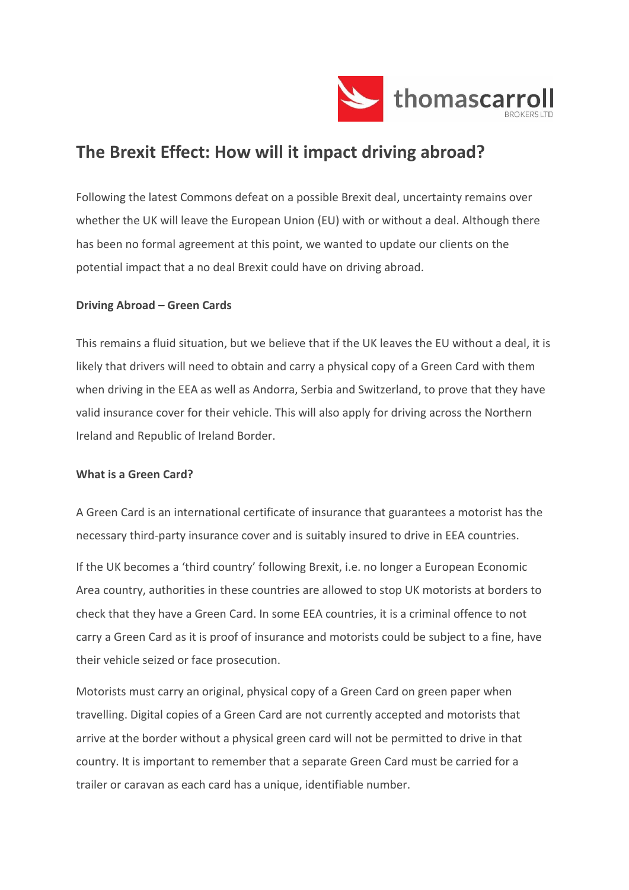# The Brexit Effect: How will it impact driving abroad?

Following the latest Commons defeat on a possible Brexit deal, uncertainty remains over whether the UK will leave the European Union (EU) with or without a deal. Although there has been no formal agreement at this point, we wanted to update our clients on the potential impact that a no deal Brexit could have on driving abroad.

**Driving Abroad – Green Cards**

This remains a fluid situation, but we believe that if the UK leaves the EU without a deal, it is likely that drivers will need to obtain and carry a physical copy of a Green Card with them when driving in the EEA as well as Andorra, Serbia and Switzerland, to prove that they have valid insurance cover for their vehicle. This will also apply for driving across the Northern Ireland and Republic of Ireland Border.

**What is a Green Card?**

A Green Card is an international certificate of insurance that guarantees a motorist has the necessary third-party insurance cover and is suitably insured to drive in EEA countries.

If the UK becomes a 'third country' following Brexit, i.e. no longer a European Economic Area country, authorities in these countries are allowed to stop UK motorists at borders to check that they have a Green Card. In some EEA countries, it is a criminal offence to not carry a Green Card as it is proof of insurance and motorists could be subject to a fine, have their vehicle seized or face prosecution.

Motorists must carry an original, physical copy of a Green Card on green paper when travelling. Digital copies of a Green Card are not currently accepted and motorists that arrive at the border without a physical green card will not be permitted to drive in that country. It is important to remember that a separate Green Card must be carried for a trailer or caravan as each card has a unique, identifiable number.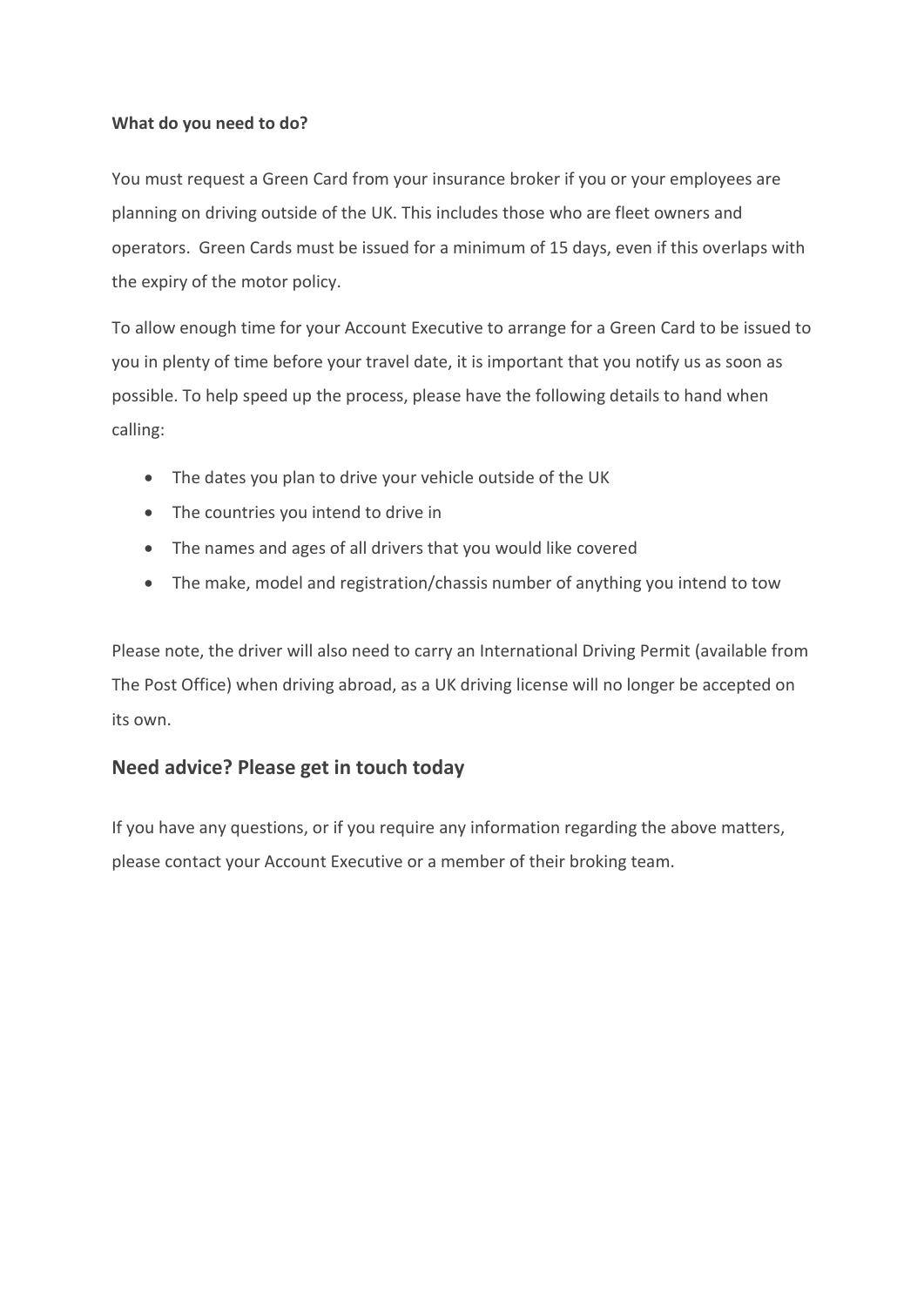**What do you need to do?**

You must request a Green Card from your insurance broker if you or your employees are planning on driving outside of the UK. This includes those who are fleet owners and operators. Green Cards must be issued for a minimum of 15 days, even if this overlaps with the expiry of the motor policy.

To allow enough time for your Account Executive to arrange for a Green Card to be issued to you in plenty of time before your travel date, it is important that you notify us as soon as possible. To help speed up the process, please have the following details to hand when calling:

- The dates you plan to drive your vehicle outside of the UK
- The countries you intend to drive in
- The names and ages of all drivers that you would like covered
- The make, model and registration/chassis number of anything you intend to tow

Please note, the driver will also need to carry an International Driving Permit (available from The Post Office) when driving abroad, as a UK driving license will no longer be accepted on its own.

## Need advice? Please get in touch today

If you have any questions, or if you require any information regarding the above matters, please contact your Account Executive or a member of their broking team.